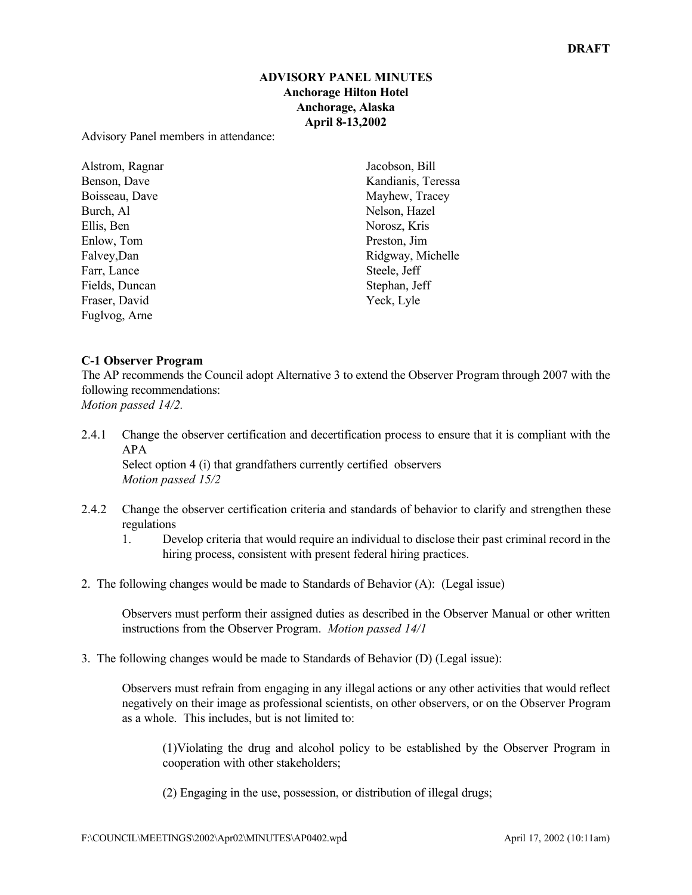**DRAFT**

# ADVISORY PANEL MINUTES
## Anchorage Hilton Hotel
## Anchorage, Alaska
## April 8-13,2002

Advisory Panel members in attendance:

Alstrom, Ragnar
Benson, Dave
Boisseau, Dave
Burch, Al
Ellis, Ben
Enlow, Tom
Falvey,Dan
Farr, Lance
Fields, Duncan
Fraser, David
Fuglvog, Arne
Jacobson, Bill
Kandianis, Teressa
Mayhew, Tracey
Nelson, Hazel
Norosz, Kris
Preston, Jim
Ridgway, Michelle
Steele, Jeff
Stephan, Jeff
Yeck, Lyle

**C-1 Observer Program**

The AP recommends the Council adopt Alternative 3 to extend the Observer Program through 2007 with the following recommendations:
*Motion passed 14/2.*

2.4.1 Change the observer certification and decertification process to ensure that it is compliant with the APA
Select option 4 (i) that grandfathers currently certified observers
*Motion passed 15/2*

2.4.2 Change the observer certification criteria and standards of behavior to clarify and strengthen these regulations
1. Develop criteria that would require an individual to disclose their past criminal record in the hiring process, consistent with present federal hiring practices.

2. The following changes would be made to Standards of Behavior (A): (Legal issue)

Observers must perform their assigned duties as described in the Observer Manual or other written instructions from the Observer Program. *Motion passed 14/1*

3. The following changes would be made to Standards of Behavior (D) (Legal issue):

Observers must refrain from engaging in any illegal actions or any other activities that would reflect negatively on their image as professional scientists, on other observers, or on the Observer Program as a whole. This includes, but is not limited to:

(1)Violating the drug and alcohol policy to be established by the Observer Program in cooperation with other stakeholders;

(2) Engaging in the use, possession, or distribution of illegal drugs;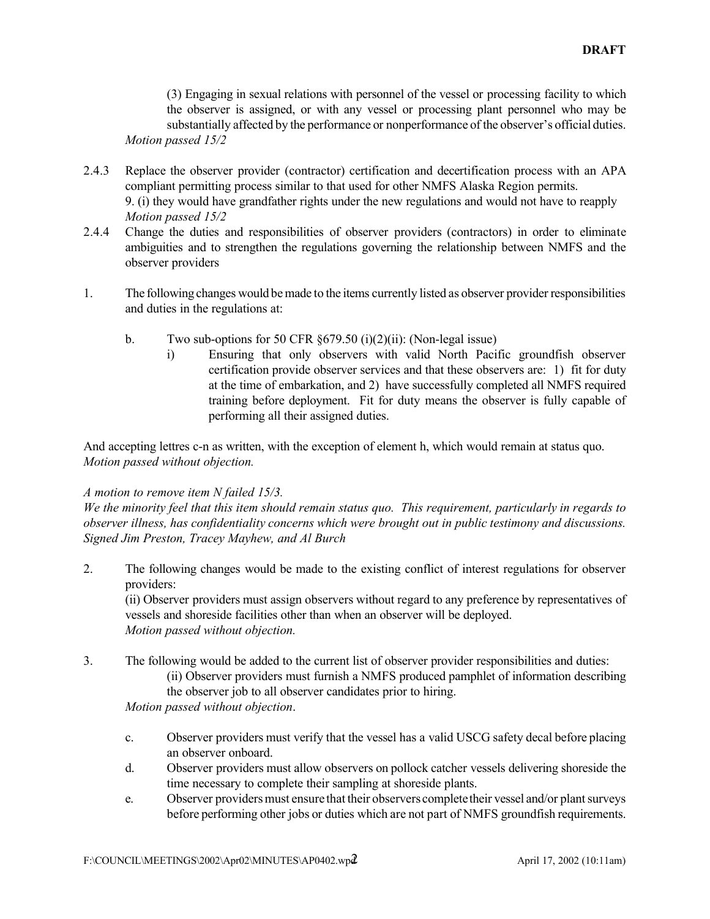(3) Engaging in sexual relations with personnel of the vessel or processing facility to which the observer is assigned, or with any vessel or processing plant personnel who may be substantially affected by the performance or nonperformance of the observer's official duties.

*Motion passed 15/2*

2.4.3 Replace the observer provider (contractor) certification and decertification process with an APA compliant permitting process similar to that used for other NMFS Alaska Region permits.

9. (i) they would have grandfather rights under the new regulations and would not have to reapply

*Motion passed 15/2*

2.4.4 Change the duties and responsibilities of observer providers (contractors) in order to eliminate ambiguities and to strengthen the regulations governing the relationship between NMFS and the observer providers

1. The following changes would be made to the items currently listed as observer provider responsibilities and duties in the regulations at:

   b. Two sub-options for 50 CFR §679.50 (i)(2)(ii): (Non-legal issue)

      i) Ensuring that only observers with valid North Pacific groundfish observer certification provide observer services and that these observers are: 1) fit for duty at the time of embarkation, and 2) have successfully completed all NMFS required training before deployment. Fit for duty means the observer is fully capable of performing all their assigned duties.

And accepting lettres c-n as written, with the exception of element h, which would remain at status quo.
*Motion passed without objection.*

*A motion to remove item N failed 15/3.*
*We the minority feel that this item should remain status quo. This requirement, particularly in regards to observer illness, has confidentiality concerns which were brought out in public testimony and discussions. Signed Jim Preston, Tracey Mayhew, and Al Burch*

2. The following changes would be made to the existing conflict of interest regulations for observer providers:

   (ii) Observer providers must assign observers without regard to any preference by representatives of vessels and shoreside facilities other than when an observer will be deployed.

   *Motion passed without objection.*

3. The following would be added to the current list of observer provider responsibilities and duties:

   (ii) Observer providers must furnish a NMFS produced pamphlet of information describing the observer job to all observer candidates prior to hiring.

   *Motion passed without objection*.

   c. Observer providers must verify that the vessel has a valid USCG safety decal before placing an observer onboard.
   d. Observer providers must allow observers on pollock catcher vessels delivering shoreside the time necessary to complete their sampling at shoreside plants.
   e. Observer providers must ensure that their observers complete their vessel and/or plant surveys before performing other jobs or duties which are not part of NMFS groundfish requirements.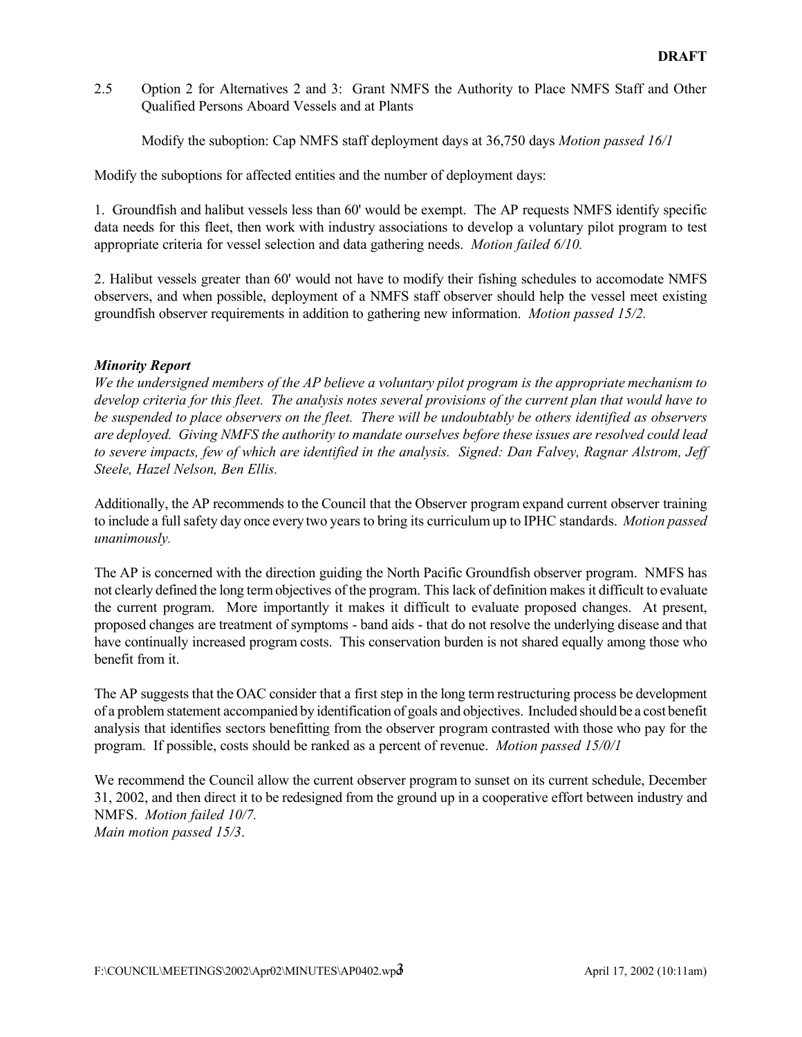**DRAFT**

2.5 Option 2 for Alternatives 2 and 3: Grant NMFS the Authority to Place NMFS Staff and Other Qualified Persons Aboard Vessels and at Plants

Modify the suboption: Cap NMFS staff deployment days at 36,750 days *Motion passed 16/1*

Modify the suboptions for affected entities and the number of deployment days:

1. Groundfish and halibut vessels less than 60' would be exempt. The AP requests NMFS identify specific data needs for this fleet, then work with industry associations to develop a voluntary pilot program to test appropriate criteria for vessel selection and data gathering needs. *Motion failed 6/10.*

2. Halibut vessels greater than 60' would not have to modify their fishing schedules to accomodate NMFS observers, and when possible, deployment of a NMFS staff observer should help the vessel meet existing groundfish observer requirements in addition to gathering new information. *Motion passed 15/2.*

***Minority Report***

*We the undersigned members of the AP believe a voluntary pilot program is the appropriate mechanism to develop criteria for this fleet. The analysis notes several provisions of the current plan that would have to be suspended to place observers on the fleet. There will be undoubtably be others identified as observers are deployed. Giving NMFS the authority to mandate ourselves before these issues are resolved could lead to severe impacts, few of which are identified in the analysis. Signed: Dan Falvey, Ragnar Alstrom, Jeff Steele, Hazel Nelson, Ben Ellis.*

Additionally, the AP recommends to the Council that the Observer program expand current observer training to include a full safety day once every two years to bring its curriculum up to IPHC standards. *Motion passed unanimously.*

The AP is concerned with the direction guiding the North Pacific Groundfish observer program. NMFS has not clearly defined the long term objectives of the program. This lack of definition makes it difficult to evaluate the current program. More importantly it makes it difficult to evaluate proposed changes. At present, proposed changes are treatment of symptoms - band aids - that do not resolve the underlying disease and that have continually increased program costs. This conservation burden is not shared equally among those who benefit from it.

The AP suggests that the OAC consider that a first step in the long term restructuring process be development of a problem statement accompanied by identification of goals and objectives. Included should be a cost benefit analysis that identifies sectors benefitting from the observer program contrasted with those who pay for the program. If possible, costs should be ranked as a percent of revenue. *Motion passed 15/0/1*

We recommend the Council allow the current observer program to sunset on its current schedule, December 31, 2002, and then direct it to be redesigned from the ground up in a cooperative effort between industry and NMFS. *Motion failed 10/7.*
*Main motion passed 15/3*.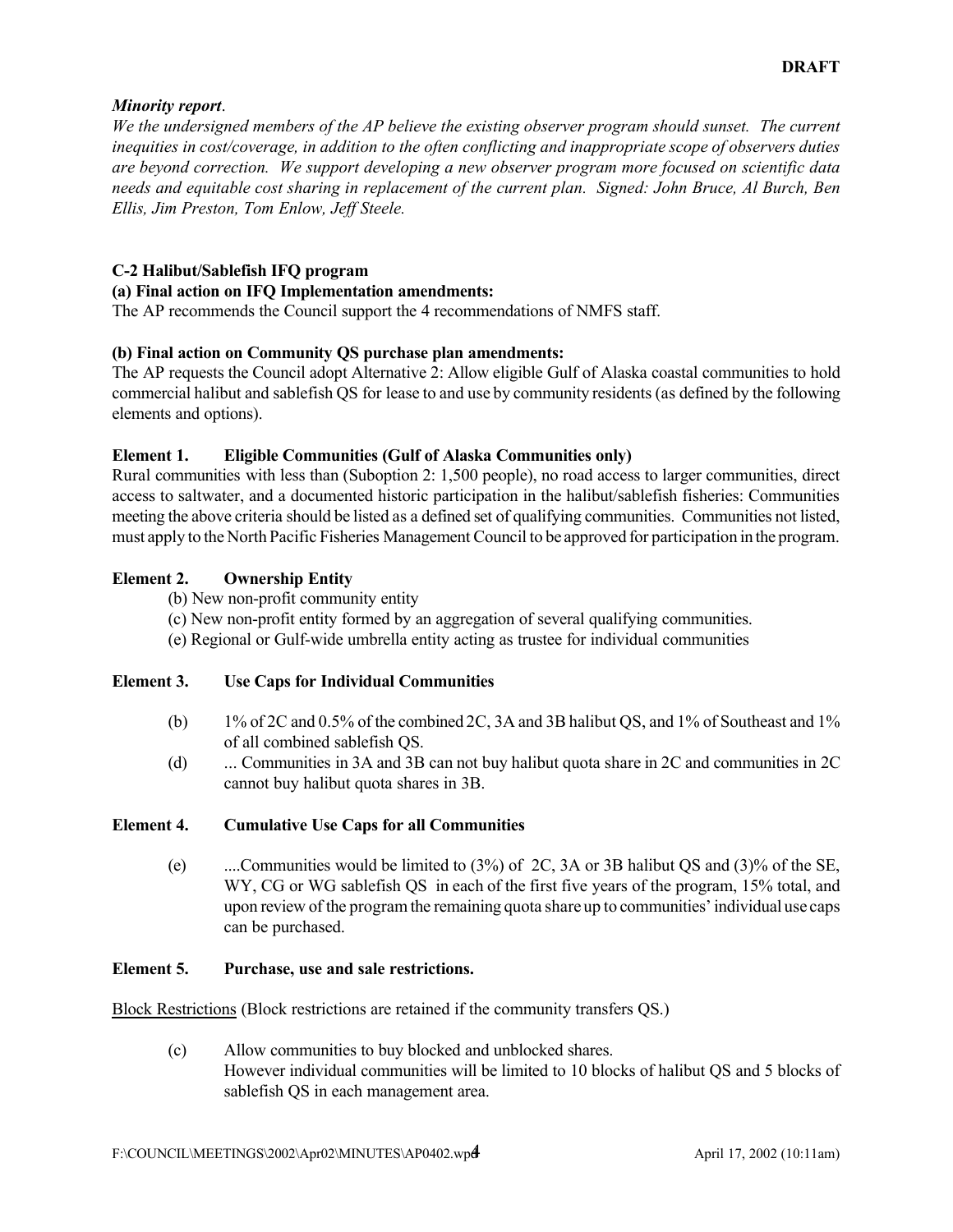*Minority report*.
*We the undersigned members of the AP believe the existing observer program should sunset. The current inequities in cost/coverage, in addition to the often conflicting and inappropriate scope of observers duties are beyond correction. We support developing a new observer program more focused on scientific data needs and equitable cost sharing in replacement of the current plan. Signed: John Bruce, Al Burch, Ben Ellis, Jim Preston, Tom Enlow, Jeff Steele.*

**C-2 Halibut/Sablefish IFQ program**

**(a) Final action on IFQ Implementation amendments:**
The AP recommends the Council support the 4 recommendations of NMFS staff.

**(b) Final action on Community QS purchase plan amendments:**
The AP requests the Council adopt Alternative 2: Allow eligible Gulf of Alaska coastal communities to hold commercial halibut and sablefish QS for lease to and use by community residents (as defined by the following elements and options).

**Element 1. Eligible Communities (Gulf of Alaska Communities only)**
Rural communities with less than (Suboption 2: 1,500 people), no road access to larger communities, direct access to saltwater, and a documented historic participation in the halibut/sablefish fisheries: Communities meeting the above criteria should be listed as a defined set of qualifying communities. Communities not listed, must apply to the North Pacific Fisheries Management Council to be approved for participation in the program.

**Element 2. Ownership Entity**

(b) New non-profit community entity
(c) New non-profit entity formed by an aggregation of several qualifying communities.
(e) Regional or Gulf-wide umbrella entity acting as trustee for individual communities

**Element 3. Use Caps for Individual Communities**

(b) 1% of 2C and 0.5% of the combined 2C, 3A and 3B halibut QS, and 1% of Southeast and 1% of all combined sablefish QS.

(d) ... Communities in 3A and 3B can not buy halibut quota share in 2C and communities in 2C cannot buy halibut quota shares in 3B.

**Element 4. Cumulative Use Caps for all Communities**

(e) ....Communities would be limited to (3%) of 2C, 3A or 3B halibut QS and (3)% of the SE, WY, CG or WG sablefish QS in each of the first five years of the program, 15% total, and upon review of the program the remaining quota share up to communities' individual use caps can be purchased.

**Element 5. Purchase, use and sale restrictions.**

Block Restrictions (Block restrictions are retained if the community transfers QS.)

(c) Allow communities to buy blocked and unblocked shares.
However individual communities will be limited to 10 blocks of halibut QS and 5 blocks of sablefish QS in each management area.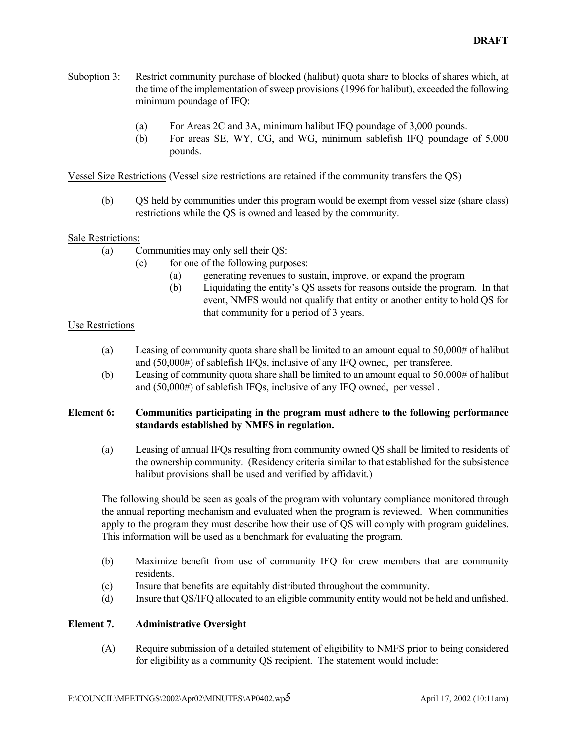**DRAFT**

Suboption 3: Restrict community purchase of blocked (halibut) quota share to blocks of shares which, at the time of the implementation of sweep provisions (1996 for halibut), exceeded the following minimum poundage of IFQ:

- (a) For Areas 2C and 3A, minimum halibut IFQ poundage of 3,000 pounds.
- (b) For areas SE, WY, CG, and WG, minimum sablefish IFQ poundage of 5,000 pounds.

Vessel Size Restrictions (Vessel size restrictions are retained if the community transfers the QS)

- (b) QS held by communities under this program would be exempt from vessel size (share class) restrictions while the QS is owned and leased by the community.

Sale Restrictions:

- (a) Communities may only sell their QS:
  - (c) for one of the following purposes:
    - (a) generating revenues to sustain, improve, or expand the program
    - (b) Liquidating the entity's QS assets for reasons outside the program. In that event, NMFS would not qualify that entity or another entity to hold QS for that community for a period of 3 years.

Use Restrictions

- (a) Leasing of community quota share shall be limited to an amount equal to 50,000# of halibut and (50,000#) of sablefish IFQs, inclusive of any IFQ owned, per transferee.
- (b) Leasing of community quota share shall be limited to an amount equal to 50,000# of halibut and (50,000#) of sablefish IFQs, inclusive of any IFQ owned, per vessel .

**Element 6: Communities participating in the program must adhere to the following performance standards established by NMFS in regulation.**

- (a) Leasing of annual IFQs resulting from community owned QS shall be limited to residents of the ownership community. (Residency criteria similar to that established for the subsistence halibut provisions shall be used and verified by affidavit.)

The following should be seen as goals of the program with voluntary compliance monitored through the annual reporting mechanism and evaluated when the program is reviewed. When communities apply to the program they must describe how their use of QS will comply with program guidelines. This information will be used as a benchmark for evaluating the program.

- (b) Maximize benefit from use of community IFQ for crew members that are community residents.
- (c) Insure that benefits are equitably distributed throughout the community.
- (d) Insure that QS/IFQ allocated to an eligible community entity would not be held and unfished.

**Element 7. Administrative Oversight**

- (A) Require submission of a detailed statement of eligibility to NMFS prior to being considered for eligibility as a community QS recipient. The statement would include: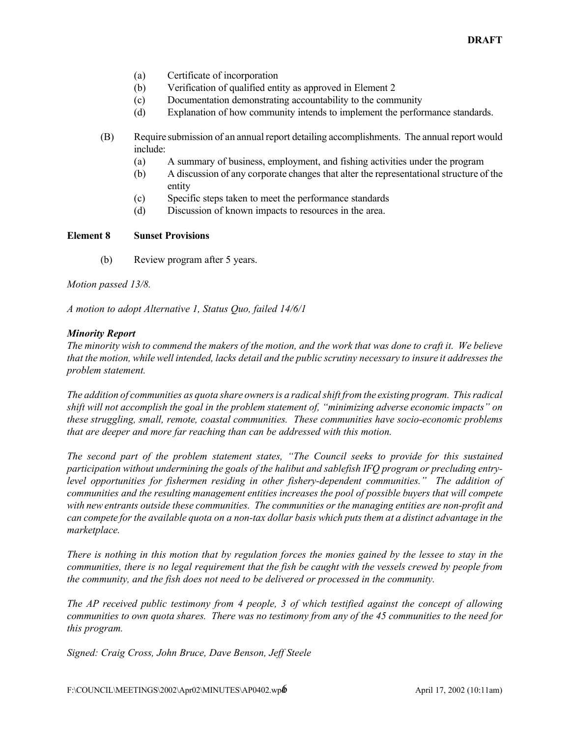(a) Certificate of incorporation
(b) Verification of qualified entity as approved in Element 2
(c) Documentation demonstrating accountability to the community
(d) Explanation of how community intends to implement the performance standards.

(B) Require submission of an annual report detailing accomplishments. The annual report would include:
(a) A summary of business, employment, and fishing activities under the program
(b) A discussion of any corporate changes that alter the representational structure of the entity
(c) Specific steps taken to meet the performance standards
(d) Discussion of known impacts to resources in the area.

**Element 8 Sunset Provisions**

(b) Review program after 5 years.

*Motion passed 13/8.*

*A motion to adopt Alternative 1, Status Quo, failed 14/6/1*

***Minority Report***

*The minority wish to commend the makers of the motion, and the work that was done to craft it. We believe that the motion, while well intended, lacks detail and the public scrutiny necessary to insure it addresses the problem statement.*

*The addition of communities as quota share owners is a radical shift from the existing program. This radical shift will not accomplish the goal in the problem statement of, "minimizing adverse economic impacts" on these struggling, small, remote, coastal communities. These communities have socio-economic problems that are deeper and more far reaching than can be addressed with this motion.*

*The second part of the problem statement states, "The Council seeks to provide for this sustained participation without undermining the goals of the halibut and sablefish IFQ program or precluding entry-level opportunities for fishermen residing in other fishery-dependent communities." The addition of communities and the resulting management entities increases the pool of possible buyers that will compete with new entrants outside these communities. The communities or the managing entities are non-profit and can compete for the available quota on a non-tax dollar basis which puts them at a distinct advantage in the marketplace.*

*There is nothing in this motion that by regulation forces the monies gained by the lessee to stay in the communities, there is no legal requirement that the fish be caught with the vessels crewed by people from the community, and the fish does not need to be delivered or processed in the community.*

*The AP received public testimony from 4 people, 3 of which testified against the concept of allowing communities to own quota shares. There was no testimony from any of the 45 communities to the need for this program.*

*Signed: Craig Cross, John Bruce, Dave Benson, Jeff Steele*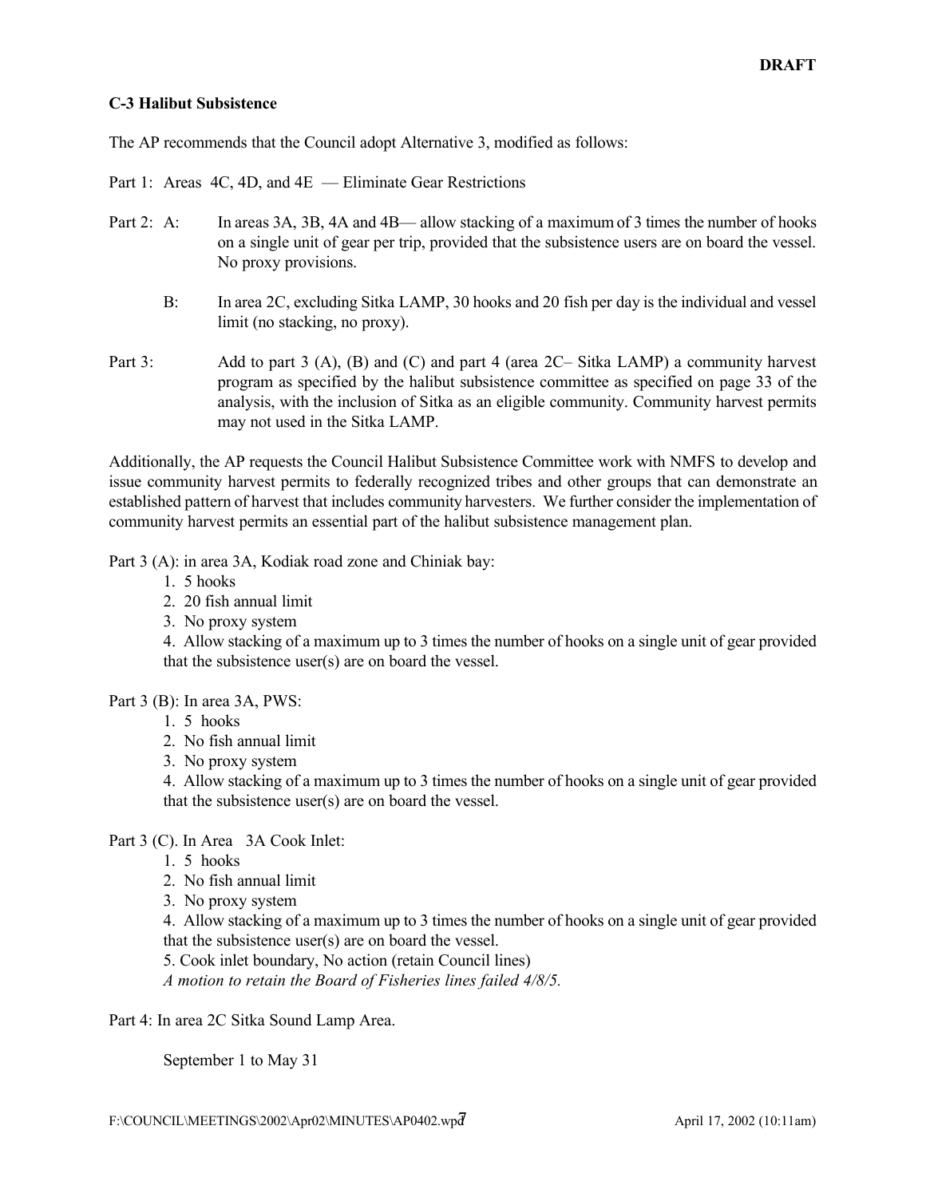**C-3 Halibut Subsistence**

The AP recommends that the Council adopt Alternative 3, modified as follows:

Part 1: Areas 4C, 4D, and 4E — Eliminate Gear Restrictions

Part 2: A: In areas 3A, 3B, 4A and 4B— allow stacking of a maximum of 3 times the number of hooks on a single unit of gear per trip, provided that the subsistence users are on board the vessel. No proxy provisions.

B: In area 2C, excluding Sitka LAMP, 30 hooks and 20 fish per day is the individual and vessel limit (no stacking, no proxy).

Part 3: Add to part 3 (A), (B) and (C) and part 4 (area 2C– Sitka LAMP) a community harvest program as specified by the halibut subsistence committee as specified on page 33 of the analysis, with the inclusion of Sitka as an eligible community. Community harvest permits may not used in the Sitka LAMP.

Additionally, the AP requests the Council Halibut Subsistence Committee work with NMFS to develop and issue community harvest permits to federally recognized tribes and other groups that can demonstrate an established pattern of harvest that includes community harvesters. We further consider the implementation of community harvest permits an essential part of the halibut subsistence management plan.

Part 3 (A): in area 3A, Kodiak road zone and Chiniak bay:

1. 5 hooks
2. 20 fish annual limit
3. No proxy system
4. Allow stacking of a maximum up to 3 times the number of hooks on a single unit of gear provided that the subsistence user(s) are on board the vessel.

Part 3 (B): In area 3A, PWS:

1. 5 hooks
2. No fish annual limit
3. No proxy system
4. Allow stacking of a maximum up to 3 times the number of hooks on a single unit of gear provided that the subsistence user(s) are on board the vessel.

Part 3 (C). In Area 3A Cook Inlet:

1. 5 hooks
2. No fish annual limit
3. No proxy system
4. Allow stacking of a maximum up to 3 times the number of hooks on a single unit of gear provided that the subsistence user(s) are on board the vessel.
5. Cook inlet boundary, No action (retain Council lines)

*A motion to retain the Board of Fisheries lines failed 4/8/5.*

Part 4: In area 2C Sitka Sound Lamp Area.

September 1 to May 31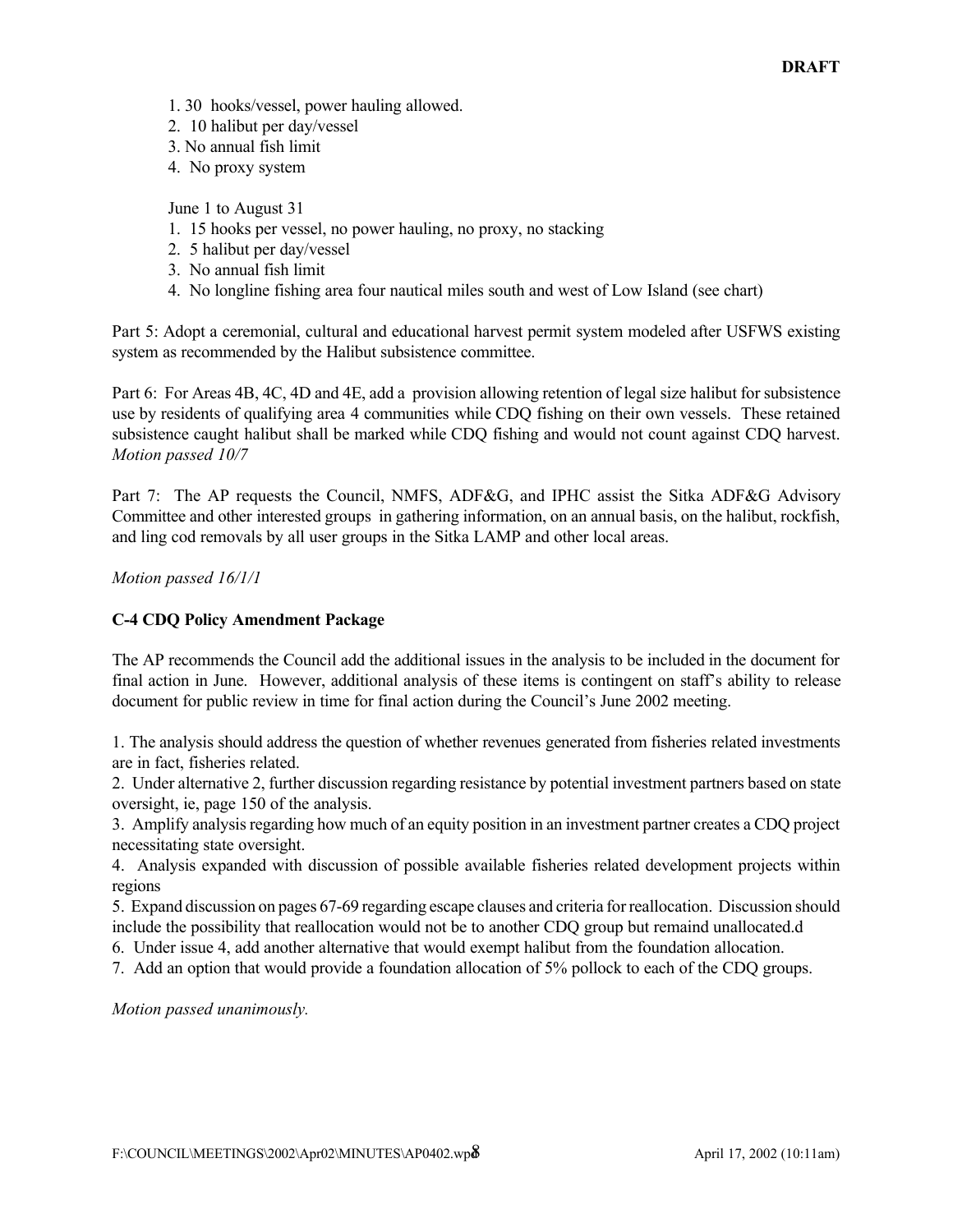1. 30 hooks/vessel, power hauling allowed.
2. 10 halibut per day/vessel
3. No annual fish limit
4. No proxy system

June 1 to August 31

1. 15 hooks per vessel, no power hauling, no proxy, no stacking
2. 5 halibut per day/vessel
3. No annual fish limit
4. No longline fishing area four nautical miles south and west of Low Island (see chart)

Part 5: Adopt a ceremonial, cultural and educational harvest permit system modeled after USFWS existing system as recommended by the Halibut subsistence committee.

Part 6: For Areas 4B, 4C, 4D and 4E, add a provision allowing retention of legal size halibut for subsistence use by residents of qualifying area 4 communities while CDQ fishing on their own vessels. These retained subsistence caught halibut shall be marked while CDQ fishing and would not count against CDQ harvest. *Motion passed 10/7*

Part 7: The AP requests the Council, NMFS, ADF&G, and IPHC assist the Sitka ADF&G Advisory Committee and other interested groups in gathering information, on an annual basis, on the halibut, rockfish, and ling cod removals by all user groups in the Sitka LAMP and other local areas.

*Motion passed 16/1/1*

**C-4 CDQ Policy Amendment Package**

The AP recommends the Council add the additional issues in the analysis to be included in the document for final action in June. However, additional analysis of these items is contingent on staff's ability to release document for public review in time for final action during the Council's June 2002 meeting.

1. The analysis should address the question of whether revenues generated from fisheries related investments are in fact, fisheries related.
2. Under alternative 2, further discussion regarding resistance by potential investment partners based on state oversight, ie, page 150 of the analysis.
3. Amplify analysis regarding how much of an equity position in an investment partner creates a CDQ project necessitating state oversight.
4. Analysis expanded with discussion of possible available fisheries related development projects within regions
5. Expand discussion on pages 67-69 regarding escape clauses and criteria for reallocation. Discussion should include the possibility that reallocation would not be to another CDQ group but remaind unallocated.d
6. Under issue 4, add another alternative that would exempt halibut from the foundation allocation.
7. Add an option that would provide a foundation allocation of 5% pollock to each of the CDQ groups.

*Motion passed unanimously.*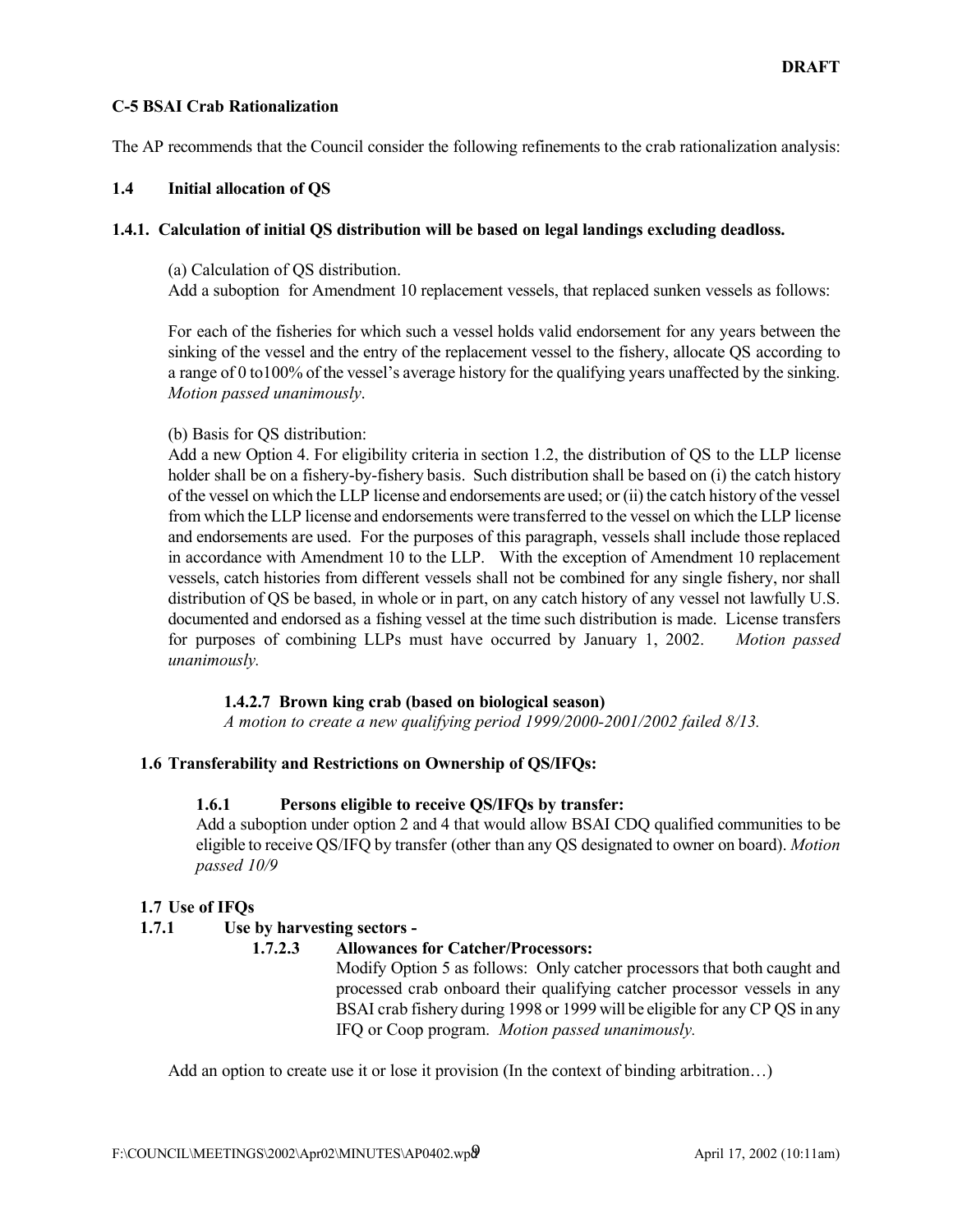**DRAFT**

**C-5 BSAI Crab Rationalization**

The AP recommends that the Council consider the following refinements to the crab rationalization analysis:

**1.4 Initial allocation of QS**

**1.4.1. Calculation of initial QS distribution will be based on legal landings excluding deadloss.**

(a) Calculation of QS distribution.
Add a suboption for Amendment 10 replacement vessels, that replaced sunken vessels as follows:

For each of the fisheries for which such a vessel holds valid endorsement for any years between the sinking of the vessel and the entry of the replacement vessel to the fishery, allocate QS according to a range of 0 to100% of the vessel's average history for the qualifying years unaffected by the sinking. *Motion passed unanimously*.

(b) Basis for QS distribution:
Add a new Option 4. For eligibility criteria in section 1.2, the distribution of QS to the LLP license holder shall be on a fishery-by-fishery basis. Such distribution shall be based on (i) the catch history of the vessel on which the LLP license and endorsements are used; or (ii) the catch history of the vessel from which the LLP license and endorsements were transferred to the vessel on which the LLP license and endorsements are used. For the purposes of this paragraph, vessels shall include those replaced in accordance with Amendment 10 to the LLP. With the exception of Amendment 10 replacement vessels, catch histories from different vessels shall not be combined for any single fishery, nor shall distribution of QS be based, in whole or in part, on any catch history of any vessel not lawfully U.S. documented and endorsed as a fishing vessel at the time such distribution is made. License transfers for purposes of combining LLPs must have occurred by January 1, 2002. *Motion passed unanimously.*

**1.4.2.7 Brown king crab (based on biological season)**

*A motion to create a new qualifying period 1999/2000-2001/2002 failed 8/13.*

**1.6 Transferability and Restrictions on Ownership of QS/IFQs:**

**1.6.1 Persons eligible to receive QS/IFQs by transfer:**

Add a suboption under option 2 and 4 that would allow BSAI CDQ qualified communities to be eligible to receive QS/IFQ by transfer (other than any QS designated to owner on board). *Motion passed 10/9*

**1.7 Use of IFQs**

**1.7.1 Use by harvesting sectors -**

**1.7.2.3 Allowances for Catcher/Processors:**

Modify Option 5 as follows: Only catcher processors that both caught and processed crab onboard their qualifying catcher processor vessels in any BSAI crab fishery during 1998 or 1999 will be eligible for any CP QS in any IFQ or Coop program. *Motion passed unanimously.*

Add an option to create use it or lose it provision (In the context of binding arbitration…)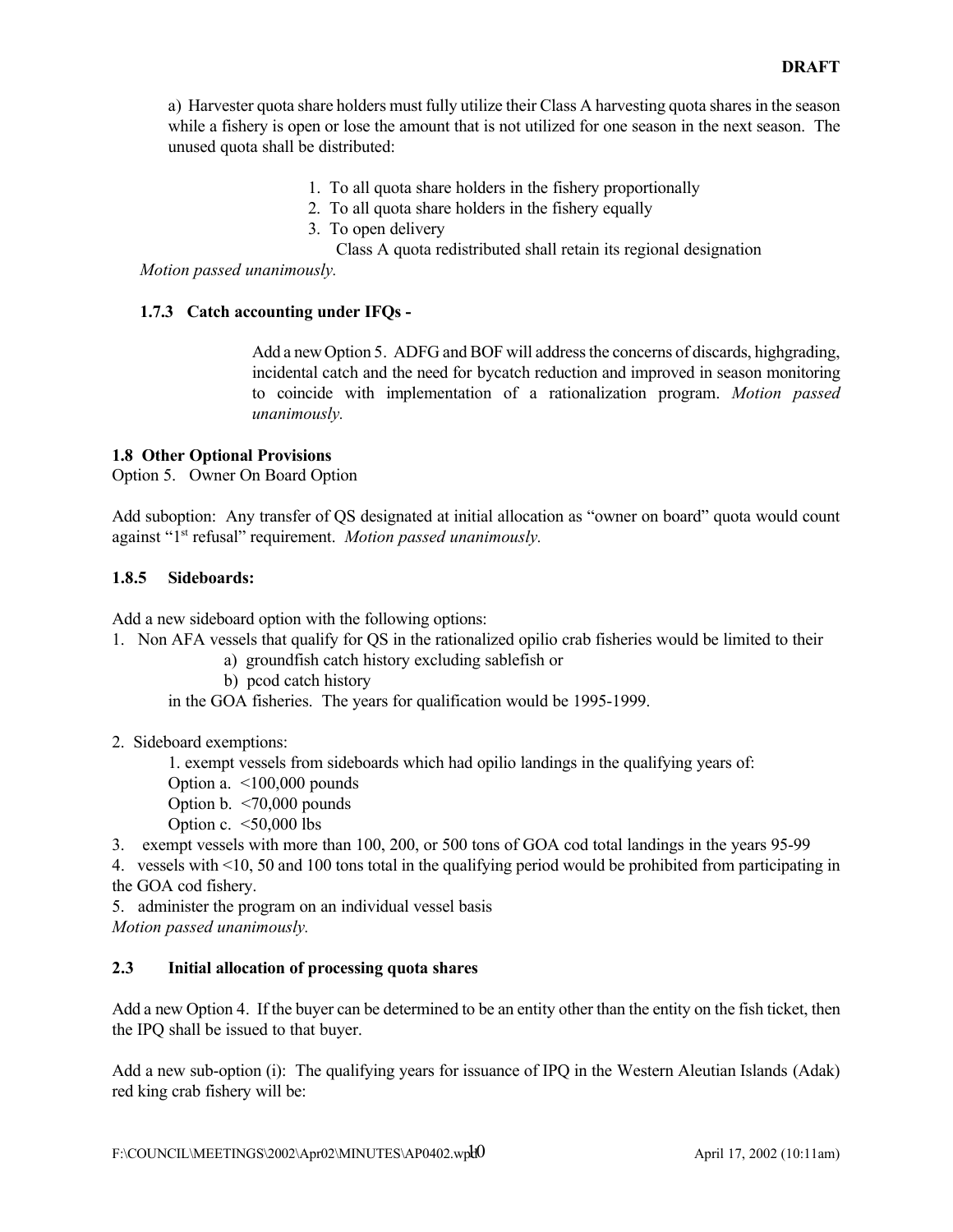a) Harvester quota share holders must fully utilize their Class A harvesting quota shares in the season while a fishery is open or lose the amount that is not utilized for one season in the next season. The unused quota shall be distributed:

1. To all quota share holders in the fishery proportionally
2. To all quota share holders in the fishery equally
3. To open delivery

Class A quota redistributed shall retain its regional designation

*Motion passed unanimously.*

**1.7.3 Catch accounting under IFQs -**

Add a new Option 5. ADFG and BOF will address the concerns of discards, highgrading, incidental catch and the need for bycatch reduction and improved in season monitoring to coincide with implementation of a rationalization program. *Motion passed unanimously.*

**1.8 Other Optional Provisions**

Option 5. Owner On Board Option

Add suboption: Any transfer of QS designated at initial allocation as "owner on board" quota would count against "1st refusal" requirement. *Motion passed unanimously.*

**1.8.5 Sideboards:**

Add a new sideboard option with the following options:

1. Non AFA vessels that qualify for QS in the rationalized opilio crab fisheries would be limited to their
   a) groundfish catch history excluding sablefish or
   b) pcod catch history

   in the GOA fisheries. The years for qualification would be 1995-1999.

2. Sideboard exemptions:
   1. exempt vessels from sideboards which had opilio landings in the qualifying years of:
      Option a. <100,000 pounds
      Option b. <70,000 pounds
      Option c. <50,000 lbs
3. exempt vessels with more than 100, 200, or 500 tons of GOA cod total landings in the years 95-99
4. vessels with <10, 50 and 100 tons total in the qualifying period would be prohibited from participating in the GOA cod fishery.
5. administer the program on an individual vessel basis

*Motion passed unanimously.*

**2.3 Initial allocation of processing quota shares**

Add a new Option 4. If the buyer can be determined to be an entity other than the entity on the fish ticket, then the IPQ shall be issued to that buyer.

Add a new sub-option (i): The qualifying years for issuance of IPQ in the Western Aleutian Islands (Adak) red king crab fishery will be: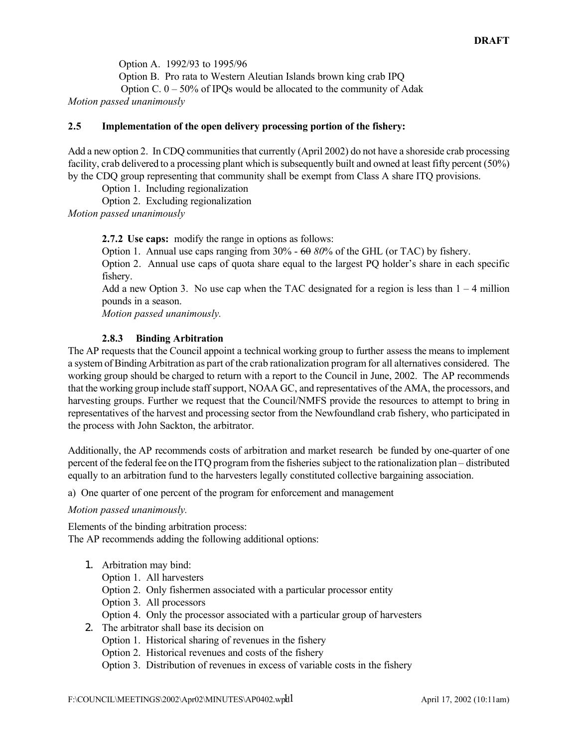Option A. 1992/93 to 1995/96

Option B. Pro rata to Western Aleutian Islands brown king crab IPQ

Option C. 0 – 50% of IPQs would be allocated to the community of Adak

*Motion passed unanimously*

**2.5 Implementation of the open delivery processing portion of the fishery:**

Add a new option 2. In CDQ communities that currently (April 2002) do not have a shoreside crab processing facility, crab delivered to a processing plant which is subsequently built and owned at least fifty percent (50%) by the CDQ group representing that community shall be exempt from Class A share ITQ provisions.

Option 1. Including regionalization

Option 2. Excluding regionalization

*Motion passed unanimously*

**2.7.2 Use caps:** modify the range in options as follows:

Option 1. Annual use caps ranging from 30% - ~~60~~ *80*% of the GHL (or TAC) by fishery.

Option 2. Annual use caps of quota share equal to the largest PQ holder's share in each specific fishery.

Add a new Option 3. No use cap when the TAC designated for a region is less than 1 – 4 million pounds in a season.

*Motion passed unanimously.*

**2.8.3 Binding Arbitration**

The AP requests that the Council appoint a technical working group to further assess the means to implement a system of Binding Arbitration as part of the crab rationalization program for all alternatives considered. The working group should be charged to return with a report to the Council in June, 2002. The AP recommends that the working group include staff support, NOAA GC, and representatives of the AMA, the processors, and harvesting groups. Further we request that the Council/NMFS provide the resources to attempt to bring in representatives of the harvest and processing sector from the Newfoundland crab fishery, who participated in the process with John Sackton, the arbitrator.

Additionally, the AP recommends costs of arbitration and market research be funded by one-quarter of one percent of the federal fee on the ITQ program from the fisheries subject to the rationalization plan – distributed equally to an arbitration fund to the harvesters legally constituted collective bargaining association.

a) One quarter of one percent of the program for enforcement and management

*Motion passed unanimously.*

Elements of the binding arbitration process:
The AP recommends adding the following additional options:

1. Arbitration may bind:
   Option 1. All harvesters
   Option 2. Only fishermen associated with a particular processor entity
   Option 3. All processors
   Option 4. Only the processor associated with a particular group of harvesters
2. The arbitrator shall base its decision on
   Option 1. Historical sharing of revenues in the fishery
   Option 2. Historical revenues and costs of the fishery
   Option 3. Distribution of revenues in excess of variable costs in the fishery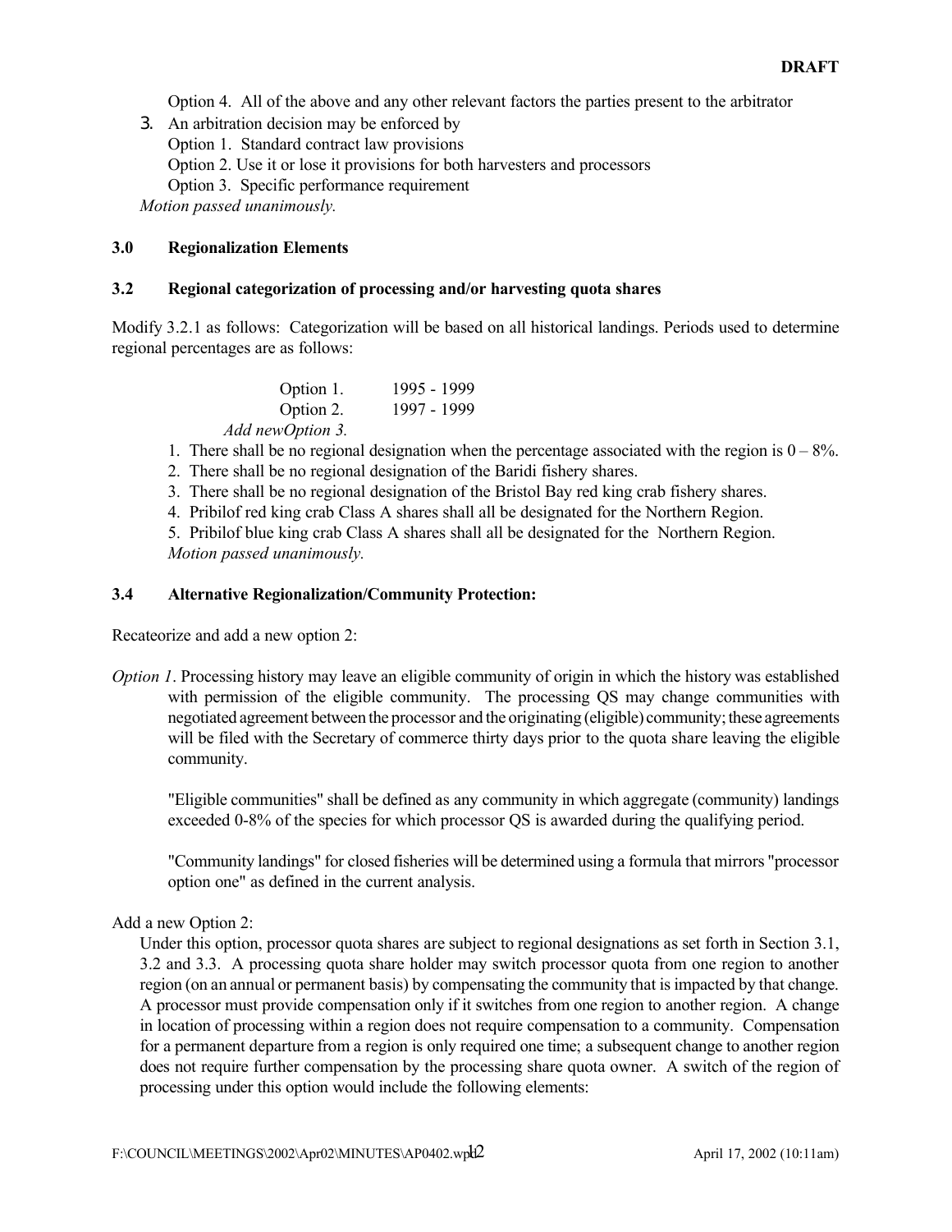Option 4. All of the above and any other relevant factors the parties present to the arbitrator

3. An arbitration decision may be enforced by
   Option 1. Standard contract law provisions
   Option 2. Use it or lose it provisions for both harvesters and processors
   Option 3. Specific performance requirement

*Motion passed unanimously.*

### 3.0 Regionalization Elements

### 3.2 Regional categorization of processing and/or harvesting quota shares

Modify 3.2.1 as follows: Categorization will be based on all historical landings. Periods used to determine regional percentages are as follows:

Option 1. 1995 - 1999
Option 2. 1997 - 1999
*Add newOption 3.*

1. There shall be no regional designation when the percentage associated with the region is 0 – 8%.
2. There shall be no regional designation of the Baridi fishery shares.
3. There shall be no regional designation of the Bristol Bay red king crab fishery shares.
4. Pribilof red king crab Class A shares shall all be designated for the Northern Region.
5. Pribilof blue king crab Class A shares shall all be designated for the Northern Region.

*Motion passed unanimously.*

### 3.4 Alternative Regionalization/Community Protection:

Recateorize and add a new option 2:

*Option 1*. Processing history may leave an eligible community of origin in which the history was established with permission of the eligible community. The processing QS may change communities with negotiated agreement between the processor and the originating (eligible) community; these agreements will be filed with the Secretary of commerce thirty days prior to the quota share leaving the eligible community.

"Eligible communities" shall be defined as any community in which aggregate (community) landings exceeded 0-8% of the species for which processor QS is awarded during the qualifying period.

"Community landings" for closed fisheries will be determined using a formula that mirrors "processor option one" as defined in the current analysis.

Add a new Option 2:

Under this option, processor quota shares are subject to regional designations as set forth in Section 3.1, 3.2 and 3.3. A processing quota share holder may switch processor quota from one region to another region (on an annual or permanent basis) by compensating the community that is impacted by that change. A processor must provide compensation only if it switches from one region to another region. A change in location of processing within a region does not require compensation to a community. Compensation for a permanent departure from a region is only required one time; a subsequent change to another region does not require further compensation by the processing share quota owner. A switch of the region of processing under this option would include the following elements: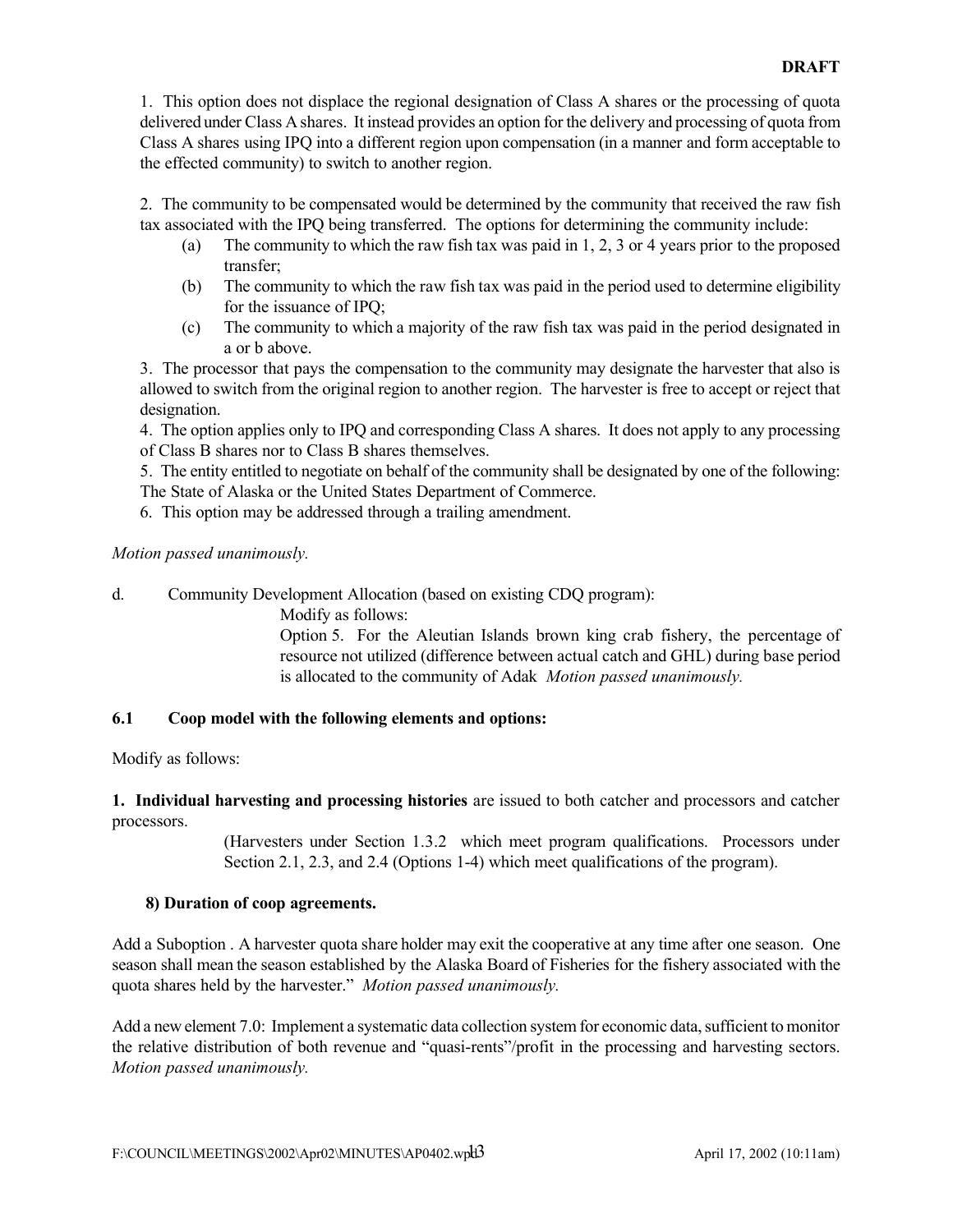1. This option does not displace the regional designation of Class A shares or the processing of quota delivered under Class A shares. It instead provides an option for the delivery and processing of quota from Class A shares using IPQ into a different region upon compensation (in a manner and form acceptable to the effected community) to switch to another region.

2. The community to be compensated would be determined by the community that received the raw fish tax associated with the IPQ being transferred. The options for determining the community include:

   (a) The community to which the raw fish tax was paid in 1, 2, 3 or 4 years prior to the proposed transfer;

   (b) The community to which the raw fish tax was paid in the period used to determine eligibility for the issuance of IPQ;

   (c) The community to which a majority of the raw fish tax was paid in the period designated in a or b above.

3. The processor that pays the compensation to the community may designate the harvester that also is allowed to switch from the original region to another region. The harvester is free to accept or reject that designation.

4. The option applies only to IPQ and corresponding Class A shares. It does not apply to any processing of Class B shares nor to Class B shares themselves.

5. The entity entitled to negotiate on behalf of the community shall be designated by one of the following: The State of Alaska or the United States Department of Commerce.

6. This option may be addressed through a trailing amendment.

*Motion passed unanimously.*

d. Community Development Allocation (based on existing CDQ program):

Modify as follows:

Option 5. For the Aleutian Islands brown king crab fishery, the percentage of resource not utilized (difference between actual catch and GHL) during base period is allocated to the community of Adak *Motion passed unanimously.*

**6.1 Coop model with the following elements and options:**

Modify as follows:

**1. Individual harvesting and processing histories** are issued to both catcher and processors and catcher processors.

(Harvesters under Section 1.3.2 which meet program qualifications. Processors under Section 2.1, 2.3, and 2.4 (Options 1-4) which meet qualifications of the program).

**8) Duration of coop agreements.**

Add a Suboption . A harvester quota share holder may exit the cooperative at any time after one season. One season shall mean the season established by the Alaska Board of Fisheries for the fishery associated with the quota shares held by the harvester." *Motion passed unanimously.*

Add a new element 7.0: Implement a systematic data collection system for economic data, sufficient to monitor the relative distribution of both revenue and "quasi-rents"/profit in the processing and harvesting sectors. *Motion passed unanimously.*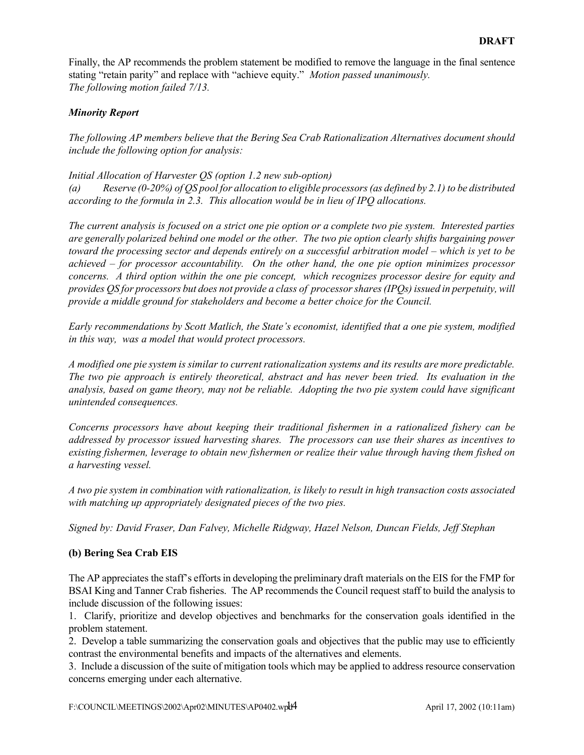Finally, the AP recommends the problem statement be modified to remove the language in the final sentence stating "retain parity" and replace with "achieve equity." *Motion passed unanimously.*
*The following motion failed 7/13.*

***Minority Report***

*The following AP members believe that the Bering Sea Crab Rationalization Alternatives document should include the following option for analysis:*

*Initial Allocation of Harvester QS (option 1.2 new sub-option)*
*(a) Reserve (0-20%) of QS pool for allocation to eligible processors (as defined by 2.1) to be distributed according to the formula in 2.3. This allocation would be in lieu of IPQ allocations.*

*The current analysis is focused on a strict one pie option or a complete two pie system. Interested parties are generally polarized behind one model or the other. The two pie option clearly shifts bargaining power toward the processing sector and depends entirely on a successful arbitration model – which is yet to be achieved – for processor accountability. On the other hand, the one pie option minimizes processor concerns. A third option within the one pie concept, which recognizes processor desire for equity and provides QS for processors but does not provide a class of processor shares (IPQs) issued in perpetuity, will provide a middle ground for stakeholders and become a better choice for the Council.*

*Early recommendations by Scott Matlich, the State's economist, identified that a one pie system, modified in this way, was a model that would protect processors.*

*A modified one pie system is similar to current rationalization systems and its results are more predictable. The two pie approach is entirely theoretical, abstract and has never been tried. Its evaluation in the analysis, based on game theory, may not be reliable. Adopting the two pie system could have significant unintended consequences.*

*Concerns processors have about keeping their traditional fishermen in a rationalized fishery can be addressed by processor issued harvesting shares. The processors can use their shares as incentives to existing fishermen, leverage to obtain new fishermen or realize their value through having them fished on a harvesting vessel.*

*A two pie system in combination with rationalization, is likely to result in high transaction costs associated with matching up appropriately designated pieces of the two pies.*

*Signed by: David Fraser, Dan Falvey, Michelle Ridgway, Hazel Nelson, Duncan Fields, Jeff Stephan*

**(b) Bering Sea Crab EIS**

The AP appreciates the staff's efforts in developing the preliminary draft materials on the EIS for the FMP for BSAI King and Tanner Crab fisheries. The AP recommends the Council request staff to build the analysis to include discussion of the following issues:

1. Clarify, prioritize and develop objectives and benchmarks for the conservation goals identified in the problem statement.
2. Develop a table summarizing the conservation goals and objectives that the public may use to efficiently contrast the environmental benefits and impacts of the alternatives and elements.
3. Include a discussion of the suite of mitigation tools which may be applied to address resource conservation concerns emerging under each alternative.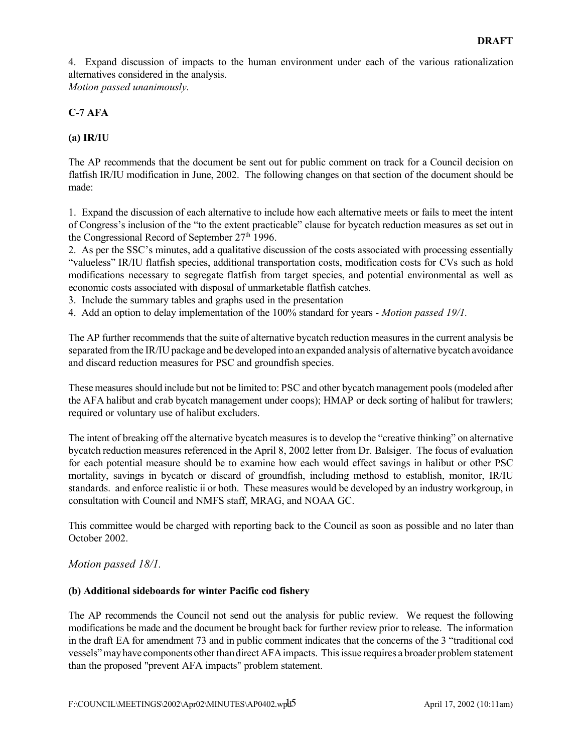**DRAFT**

4. Expand discussion of impacts to the human environment under each of the various rationalization alternatives considered in the analysis.
*Motion passed unanimously*.

**C-7 AFA**

**(a) IR/IU**

The AP recommends that the document be sent out for public comment on track for a Council decision on flatfish IR/IU modification in June, 2002. The following changes on that section of the document should be made:

1. Expand the discussion of each alternative to include how each alternative meets or fails to meet the intent of Congress's inclusion of the "to the extent practicable" clause for bycatch reduction measures as set out in the Congressional Record of September 27th 1996.
2. As per the SSC's minutes, add a qualitative discussion of the costs associated with processing essentially "valueless" IR/IU flatfish species, additional transportation costs, modification costs for CVs such as hold modifications necessary to segregate flatfish from target species, and potential environmental as well as economic costs associated with disposal of unmarketable flatfish catches.
3. Include the summary tables and graphs used in the presentation
4. Add an option to delay implementation of the 100% standard for years - *Motion passed 19/1.*

The AP further recommends that the suite of alternative bycatch reduction measures in the current analysis be separated from the IR/IU package and be developed into an expanded analysis of alternative bycatch avoidance and discard reduction measures for PSC and groundfish species.

These measures should include but not be limited to: PSC and other bycatch management pools (modeled after the AFA halibut and crab bycatch management under coops); HMAP or deck sorting of halibut for trawlers; required or voluntary use of halibut excluders.

The intent of breaking off the alternative bycatch measures is to develop the "creative thinking" on alternative bycatch reduction measures referenced in the April 8, 2002 letter from Dr. Balsiger. The focus of evaluation for each potential measure should be to examine how each would effect savings in halibut or other PSC mortality, savings in bycatch or discard of groundfish, including methosd to establish, monitor, IR/IU standards. and enforce realistic ii or both. These measures would be developed by an industry workgroup, in consultation with Council and NMFS staff, MRAG, and NOAA GC.

This committee would be charged with reporting back to the Council as soon as possible and no later than October 2002.

*Motion passed 18/1.*

**(b) Additional sideboards for winter Pacific cod fishery**

The AP recommends the Council not send out the analysis for public review. We request the following modifications be made and the document be brought back for further review prior to release. The information in the draft EA for amendment 73 and in public comment indicates that the concerns of the 3 "traditional cod vessels" may have components other than direct AFA impacts. This issue requires a broader problem statement than the proposed "prevent AFA impacts" problem statement.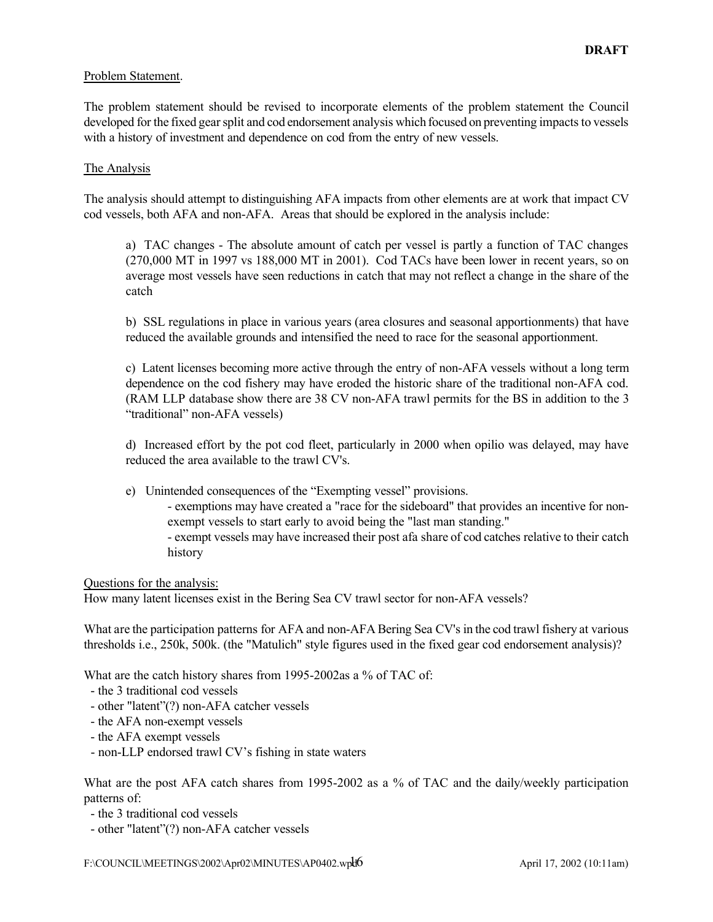**DRAFT**

Problem Statement.

The problem statement should be revised to incorporate elements of the problem statement the Council developed for the fixed gear split and cod endorsement analysis which focused on preventing impacts to vessels with a history of investment and dependence on cod from the entry of new vessels.

The Analysis

The analysis should attempt to distinguishing AFA impacts from other elements are at work that impact CV cod vessels, both AFA and non-AFA. Areas that should be explored in the analysis include:

a) TAC changes - The absolute amount of catch per vessel is partly a function of TAC changes (270,000 MT in 1997 vs 188,000 MT in 2001). Cod TACs have been lower in recent years, so on average most vessels have seen reductions in catch that may not reflect a change in the share of the catch

b) SSL regulations in place in various years (area closures and seasonal apportionments) that have reduced the available grounds and intensified the need to race for the seasonal apportionment.

c) Latent licenses becoming more active through the entry of non-AFA vessels without a long term dependence on the cod fishery may have eroded the historic share of the traditional non-AFA cod. (RAM LLP database show there are 38 CV non-AFA trawl permits for the BS in addition to the 3 "traditional" non-AFA vessels)

d) Increased effort by the pot cod fleet, particularly in 2000 when opilio was delayed, may have reduced the area available to the trawl CV's.

e) Unintended consequences of the "Exempting vessel" provisions.
- exemptions may have created a "race for the sideboard" that provides an incentive for non-exempt vessels to start early to avoid being the "last man standing."
- exempt vessels may have increased their post afa share of cod catches relative to their catch history

Questions for the analysis:
How many latent licenses exist in the Bering Sea CV trawl sector for non-AFA vessels?

What are the participation patterns for AFA and non-AFA Bering Sea CV's in the cod trawl fishery at various thresholds i.e., 250k, 500k. (the "Matulich" style figures used in the fixed gear cod endorsement analysis)?

What are the catch history shares from 1995-2002as a % of TAC of:
- the 3 traditional cod vessels
- other "latent"(?) non-AFA catcher vessels
- the AFA non-exempt vessels
- the AFA exempt vessels
- non-LLP endorsed trawl CV's fishing in state waters

What are the post AFA catch shares from 1995-2002 as a % of TAC and the daily/weekly participation patterns of:
- the 3 traditional cod vessels
- other "latent"(?) non-AFA catcher vessels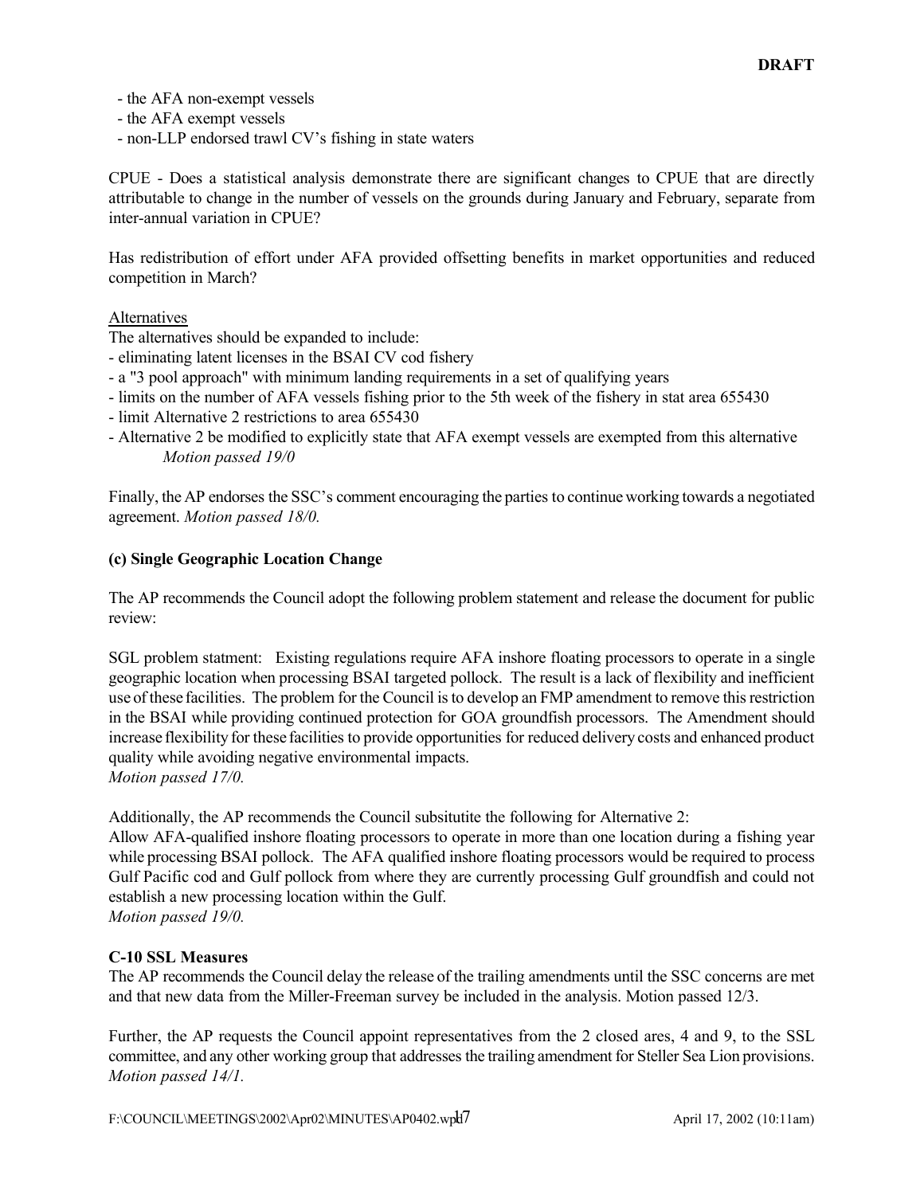- the AFA non-exempt vessels
- the AFA exempt vessels
- non-LLP endorsed trawl CV's fishing in state waters

CPUE - Does a statistical analysis demonstrate there are significant changes to CPUE that are directly attributable to change in the number of vessels on the grounds during January and February, separate from inter-annual variation in CPUE?

Has redistribution of effort under AFA provided offsetting benefits in market opportunities and reduced competition in March?

Alternatives

The alternatives should be expanded to include:
- eliminating latent licenses in the BSAI CV cod fishery
- a "3 pool approach" with minimum landing requirements in a set of qualifying years
- limits on the number of AFA vessels fishing prior to the 5th week of the fishery in stat area 655430
- limit Alternative 2 restrictions to area 655430
- Alternative 2 be modified to explicitly state that AFA exempt vessels are exempted from this alternative

    *Motion passed 19/0*

Finally, the AP endorses the SSC's comment encouraging the parties to continue working towards a negotiated agreement. *Motion passed 18/0.*

**(c) Single Geographic Location Change**

The AP recommends the Council adopt the following problem statement and release the document for public review:

SGL problem statment: Existing regulations require AFA inshore floating processors to operate in a single geographic location when processing BSAI targeted pollock. The result is a lack of flexibility and inefficient use of these facilities. The problem for the Council is to develop an FMP amendment to remove this restriction in the BSAI while providing continued protection for GOA groundfish processors. The Amendment should increase flexibility for these facilities to provide opportunities for reduced delivery costs and enhanced product quality while avoiding negative environmental impacts.
*Motion passed 17/0.*

Additionally, the AP recommends the Council subsitutite the following for Alternative 2:
Allow AFA-qualified inshore floating processors to operate in more than one location during a fishing year while processing BSAI pollock. The AFA qualified inshore floating processors would be required to process Gulf Pacific cod and Gulf pollock from where they are currently processing Gulf groundfish and could not establish a new processing location within the Gulf.
*Motion passed 19/0.*

**C-10 SSL Measures**

The AP recommends the Council delay the release of the trailing amendments until the SSC concerns are met and that new data from the Miller-Freeman survey be included in the analysis. Motion passed 12/3.

Further, the AP requests the Council appoint representatives from the 2 closed ares, 4 and 9, to the SSL committee, and any other working group that addresses the trailing amendment for Steller Sea Lion provisions. *Motion passed 14/1.*